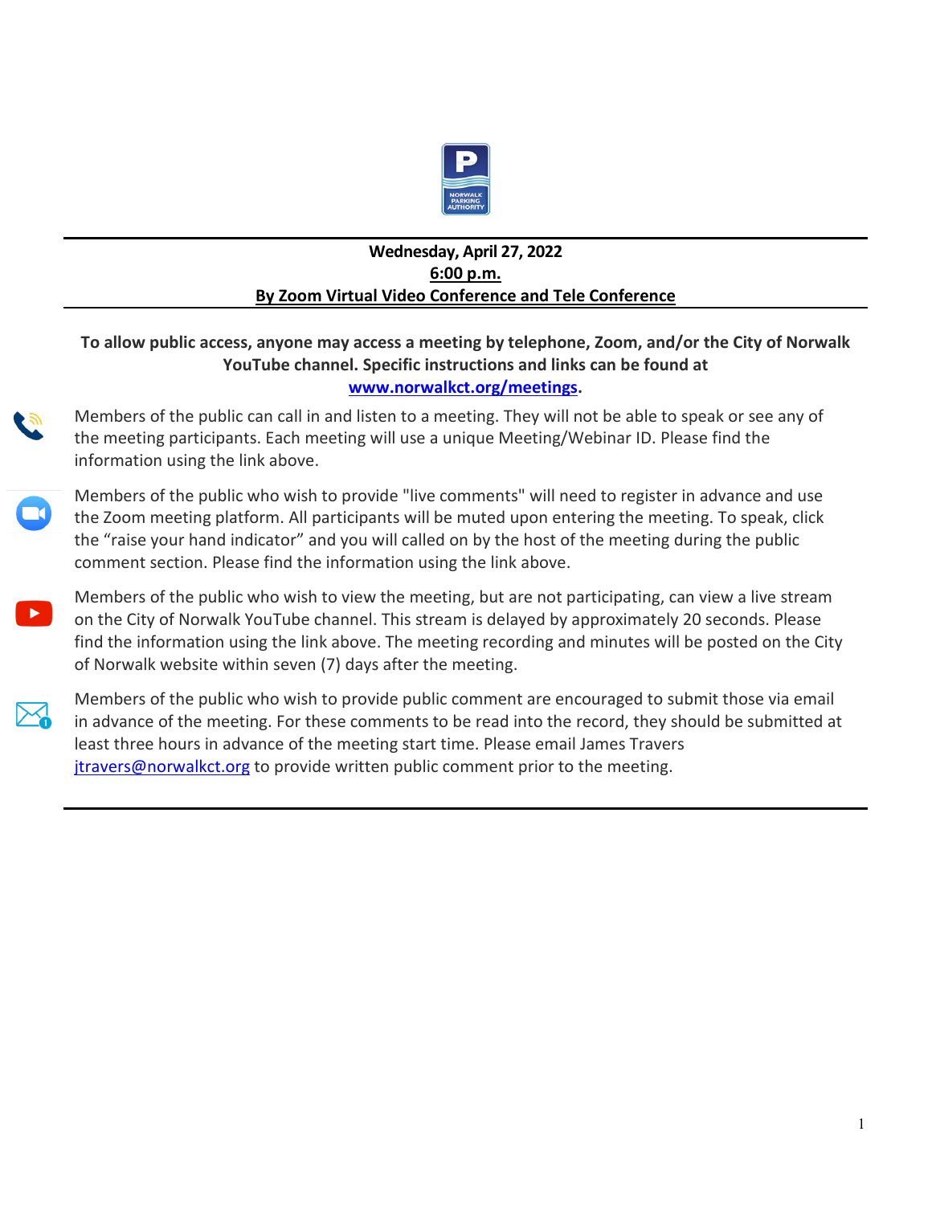**Wednesday, April 27, 2022**

**6:00 p.m.**

**By Zoom Virtual Video Conference and Tele Conference**

---

**To allow public access, anyone may access a meeting by telephone, Zoom, and/or the City of Norwalk YouTube channel. Specific instructions and links can be found at [www.norwalkct.org/meetings](www.norwalkct.org/meetings).**

Members of the public can call in and listen to a meeting. They will not be able to speak or see any of the meeting participants. Each meeting will use a unique Meeting/Webinar ID. Please find the information using the link above.

Members of the public who wish to provide "live comments" will need to register in advance and use the Zoom meeting platform. All participants will be muted upon entering the meeting. To speak, click the "raise your hand indicator" and you will called on by the host of the meeting during the public comment section. Please find the information using the link above.

Members of the public who wish to view the meeting, but are not participating, can view a live stream on the City of Norwalk YouTube channel. This stream is delayed by approximately 20 seconds. Please find the information using the link above. The meeting recording and minutes will be posted on the City of Norwalk website within seven (7) days after the meeting.

Members of the public who wish to provide public comment are encouraged to submit those via email in advance of the meeting. For these comments to be read into the record, they should be submitted at least three hours in advance of the meeting start time. Please email James Travers [jtravers@norwalkct.org](mailto:jtravers@norwalkct.org) to provide written public comment prior to the meeting.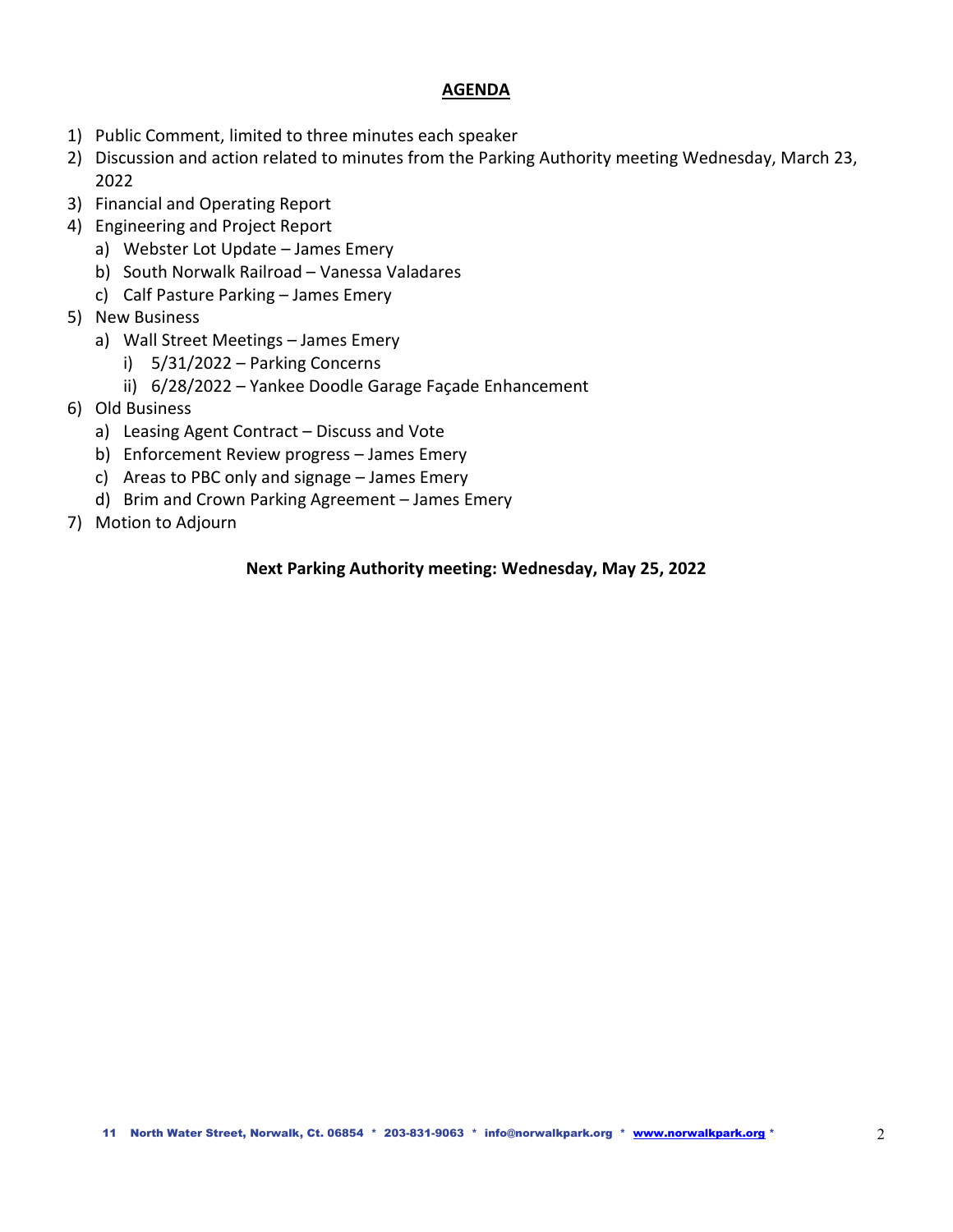## AGENDA

1) Public Comment, limited to three minutes each speaker
2) Discussion and action related to minutes from the Parking Authority meeting Wednesday, March 23, 2022
3) Financial and Operating Report
4) Engineering and Project Report
   a) Webster Lot Update – James Emery
   b) South Norwalk Railroad – Vanessa Valadares
   c) Calf Pasture Parking – James Emery
5) New Business
   a) Wall Street Meetings – James Emery
      i) 5/31/2022 – Parking Concerns
      ii) 6/28/2022 – Yankee Doodle Garage Façade Enhancement
6) Old Business
   a) Leasing Agent Contract – Discuss and Vote
   b) Enforcement Review progress – James Emery
   c) Areas to PBC only and signage – James Emery
   d) Brim and Crown Parking Agreement – James Emery
7) Motion to Adjourn

**Next Parking Authority meeting: Wednesday, May 25, 2022**

11 North Water Street, Norwalk, Ct. 06854 * 203-831-9063 * info@norwalkpark.org * www.norwalkpark.org *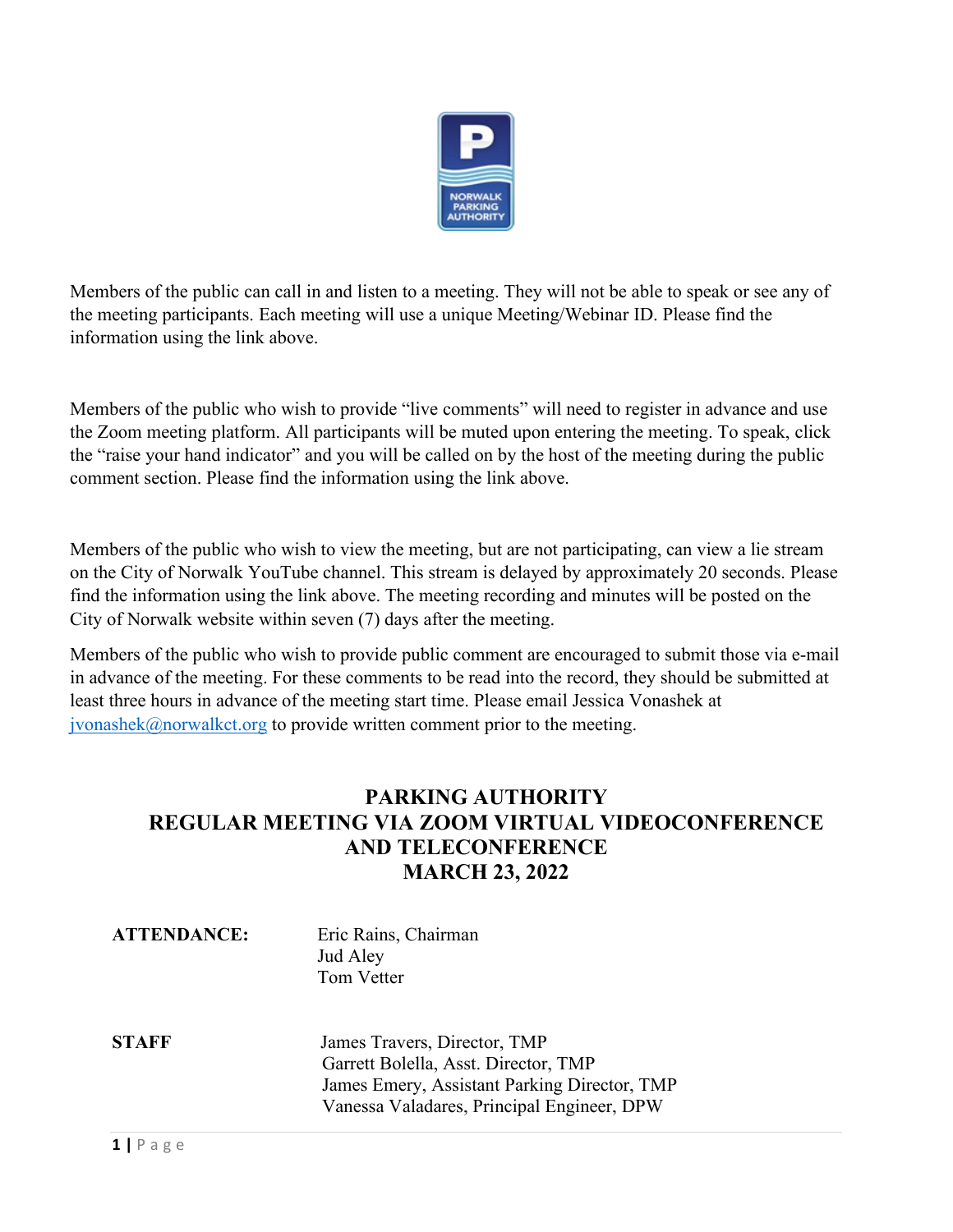Members of the public can call in and listen to a meeting. They will not be able to speak or see any of the meeting participants. Each meeting will use a unique Meeting/Webinar ID. Please find the information using the link above.

Members of the public who wish to provide "live comments" will need to register in advance and use the Zoom meeting platform. All participants will be muted upon entering the meeting. To speak, click the "raise your hand indicator" and you will be called on by the host of the meeting during the public comment section. Please find the information using the link above.

Members of the public who wish to view the meeting, but are not participating, can view a lie stream on the City of Norwalk YouTube channel. This stream is delayed by approximately 20 seconds. Please find the information using the link above. The meeting recording and minutes will be posted on the City of Norwalk website within seven (7) days after the meeting.

Members of the public who wish to provide public comment are encouraged to submit those via e-mail in advance of the meeting. For these comments to be read into the record, they should be submitted at least three hours in advance of the meeting start time. Please email Jessica Vonashek at jvonashek@norwalkct.org to provide written comment prior to the meeting.

# PARKING AUTHORITY
# REGULAR MEETING VIA ZOOM VIRTUAL VIDEOCONFERENCE AND TELECONFERENCE
# MARCH 23, 2022

**ATTENDANCE:**
Eric Rains, Chairman
Jud Aley
Tom Vetter

**STAFF**
James Travers, Director, TMP
Garrett Bolella, Asst. Director, TMP
James Emery, Assistant Parking Director, TMP
Vanessa Valadares, Principal Engineer, DPW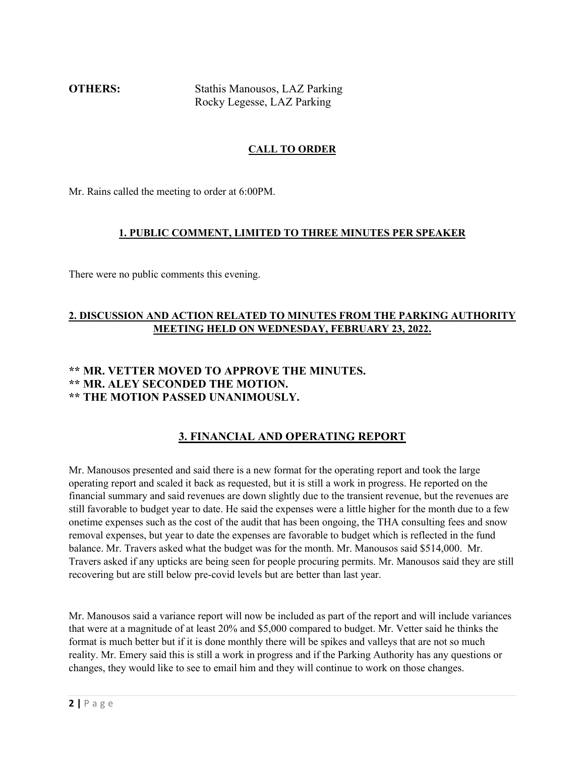**OTHERS:** Stathis Manousos, LAZ Parking
Rocky Legesse, LAZ Parking

## CALL TO ORDER

Mr. Rains called the meeting to order at 6:00PM.

## 1. PUBLIC COMMENT, LIMITED TO THREE MINUTES PER SPEAKER

There were no public comments this evening.

## 2. DISCUSSION AND ACTION RELATED TO MINUTES FROM THE PARKING AUTHORITY MEETING HELD ON WEDNESDAY, FEBRUARY 23, 2022.

**\*\* MR. VETTER MOVED TO APPROVE THE MINUTES.**
**\*\* MR. ALEY SECONDED THE MOTION.**
**\*\* THE MOTION PASSED UNANIMOUSLY.**

## 3. FINANCIAL AND OPERATING REPORT

Mr. Manousos presented and said there is a new format for the operating report and took the large operating report and scaled it back as requested, but it is still a work in progress. He reported on the financial summary and said revenues are down slightly due to the transient revenue, but the revenues are still favorable to budget year to date. He said the expenses were a little higher for the month due to a few onetime expenses such as the cost of the audit that has been ongoing, the THA consulting fees and snow removal expenses, but year to date the expenses are favorable to budget which is reflected in the fund balance. Mr. Travers asked what the budget was for the month. Mr. Manousos said $514,000. Mr. Travers asked if any upticks are being seen for people procuring permits. Mr. Manousos said they are still recovering but are still below pre-covid levels but are better than last year.

Mr. Manousos said a variance report will now be included as part of the report and will include variances that were at a magnitude of at least 20% and $5,000 compared to budget. Mr. Vetter said he thinks the format is much better but if it is done monthly there will be spikes and valleys that are not so much reality. Mr. Emery said this is still a work in progress and if the Parking Authority has any questions or changes, they would like to see to email him and they will continue to work on those changes.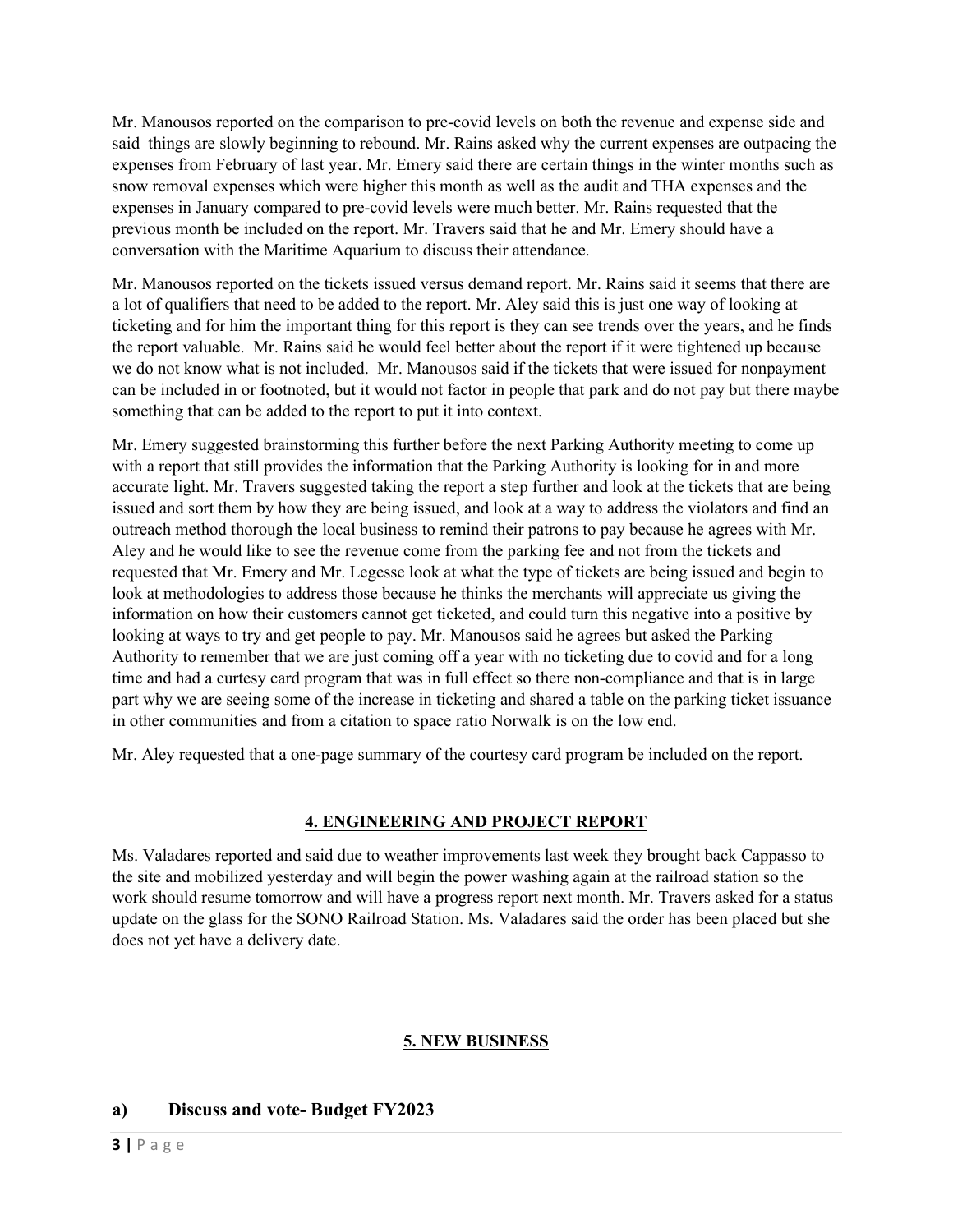Mr. Manousos reported on the comparison to pre-covid levels on both the revenue and expense side and said things are slowly beginning to rebound. Mr. Rains asked why the current expenses are outpacing the expenses from February of last year. Mr. Emery said there are certain things in the winter months such as snow removal expenses which were higher this month as well as the audit and THA expenses and the expenses in January compared to pre-covid levels were much better. Mr. Rains requested that the previous month be included on the report. Mr. Travers said that he and Mr. Emery should have a conversation with the Maritime Aquarium to discuss their attendance.

Mr. Manousos reported on the tickets issued versus demand report. Mr. Rains said it seems that there are a lot of qualifiers that need to be added to the report. Mr. Aley said this is just one way of looking at ticketing and for him the important thing for this report is they can see trends over the years, and he finds the report valuable. Mr. Rains said he would feel better about the report if it were tightened up because we do not know what is not included. Mr. Manousos said if the tickets that were issued for nonpayment can be included in or footnoted, but it would not factor in people that park and do not pay but there maybe something that can be added to the report to put it into context.

Mr. Emery suggested brainstorming this further before the next Parking Authority meeting to come up with a report that still provides the information that the Parking Authority is looking for in and more accurate light. Mr. Travers suggested taking the report a step further and look at the tickets that are being issued and sort them by how they are being issued, and look at a way to address the violators and find an outreach method thorough the local business to remind their patrons to pay because he agrees with Mr. Aley and he would like to see the revenue come from the parking fee and not from the tickets and requested that Mr. Emery and Mr. Legesse look at what the type of tickets are being issued and begin to look at methodologies to address those because he thinks the merchants will appreciate us giving the information on how their customers cannot get ticketed, and could turn this negative into a positive by looking at ways to try and get people to pay. Mr. Manousos said he agrees but asked the Parking Authority to remember that we are just coming off a year with no ticketing due to covid and for a long time and had a curtesy card program that was in full effect so there non-compliance and that is in large part why we are seeing some of the increase in ticketing and shared a table on the parking ticket issuance in other communities and from a citation to space ratio Norwalk is on the low end.

Mr. Aley requested that a one-page summary of the courtesy card program be included on the report.

## 4. ENGINEERING AND PROJECT REPORT

Ms. Valadares reported and said due to weather improvements last week they brought back Cappasso to the site and mobilized yesterday and will begin the power washing again at the railroad station so the work should resume tomorrow and will have a progress report next month. Mr. Travers asked for a status update on the glass for the SONO Railroad Station. Ms. Valadares said the order has been placed but she does not yet have a delivery date.

## 5. NEW BUSINESS

### a) Discuss and vote- Budget FY2023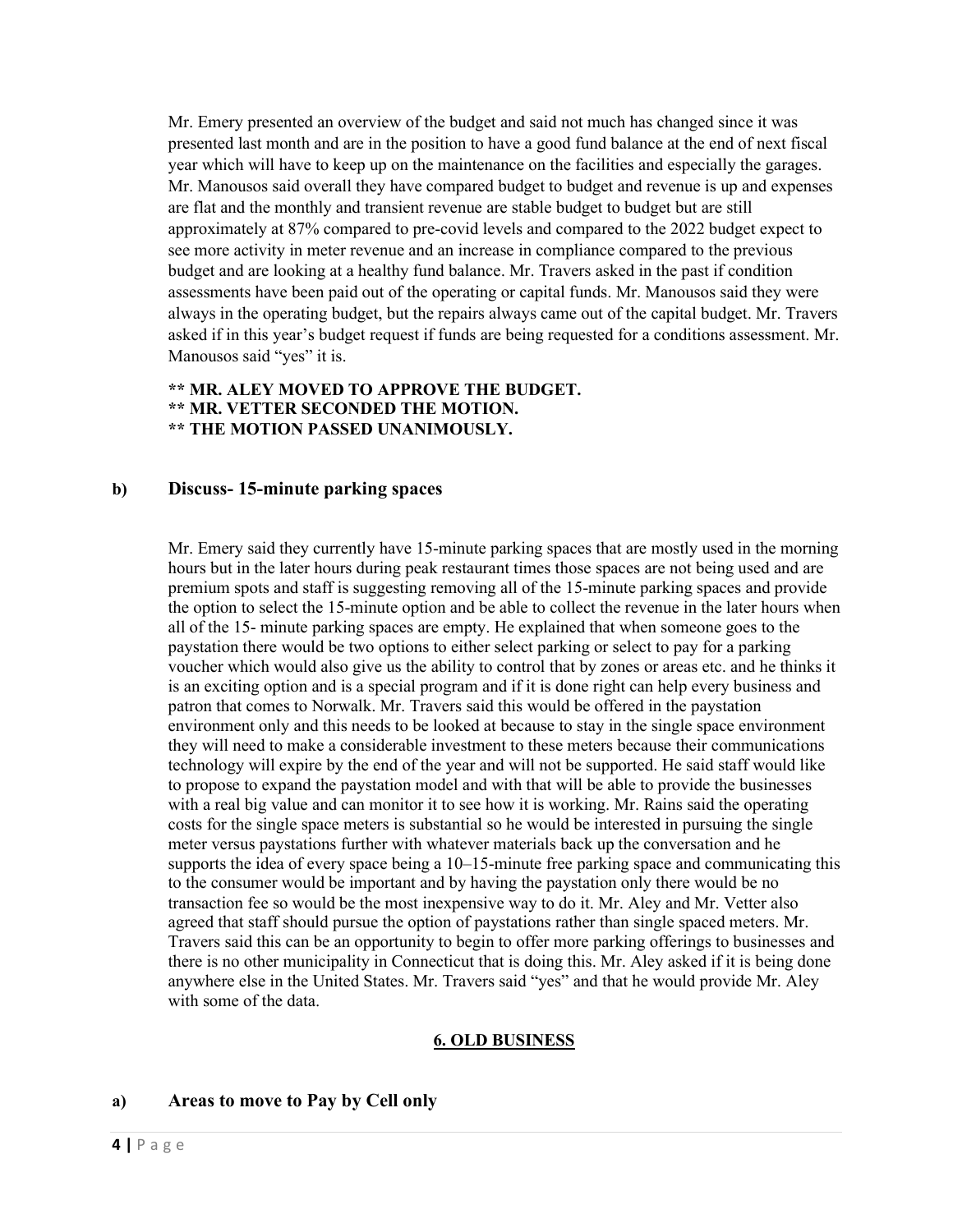Mr. Emery presented an overview of the budget and said not much has changed since it was presented last month and are in the position to have a good fund balance at the end of next fiscal year which will have to keep up on the maintenance on the facilities and especially the garages. Mr. Manousos said overall they have compared budget to budget and revenue is up and expenses are flat and the monthly and transient revenue are stable budget to budget but are still approximately at 87% compared to pre-covid levels and compared to the 2022 budget expect to see more activity in meter revenue and an increase in compliance compared to the previous budget and are looking at a healthy fund balance. Mr. Travers asked in the past if condition assessments have been paid out of the operating or capital funds. Mr. Manousos said they were always in the operating budget, but the repairs always came out of the capital budget. Mr. Travers asked if in this year's budget request if funds are being requested for a conditions assessment. Mr. Manousos said "yes" it is.

**** MR. ALEY MOVED TO APPROVE THE BUDGET.**
**** MR. VETTER SECONDED THE MOTION.**
**** THE MOTION PASSED UNANIMOUSLY.**

### b) Discuss- 15-minute parking spaces

Mr. Emery said they currently have 15-minute parking spaces that are mostly used in the morning hours but in the later hours during peak restaurant times those spaces are not being used and are premium spots and staff is suggesting removing all of the 15-minute parking spaces and provide the option to select the 15-minute option and be able to collect the revenue in the later hours when all of the 15- minute parking spaces are empty. He explained that when someone goes to the paystation there would be two options to either select parking or select to pay for a parking voucher which would also give us the ability to control that by zones or areas etc. and he thinks it is an exciting option and is a special program and if it is done right can help every business and patron that comes to Norwalk. Mr. Travers said this would be offered in the paystation environment only and this needs to be looked at because to stay in the single space environment they will need to make a considerable investment to these meters because their communications technology will expire by the end of the year and will not be supported. He said staff would like to propose to expand the paystation model and with that will be able to provide the businesses with a real big value and can monitor it to see how it is working. Mr. Rains said the operating costs for the single space meters is substantial so he would be interested in pursuing the single meter versus paystations further with whatever materials back up the conversation and he supports the idea of every space being a 10–15-minute free parking space and communicating this to the consumer would be important and by having the paystation only there would be no transaction fee so would be the most inexpensive way to do it. Mr. Aley and Mr. Vetter also agreed that staff should pursue the option of paystations rather than single spaced meters. Mr. Travers said this can be an opportunity to begin to offer more parking offerings to businesses and there is no other municipality in Connecticut that is doing this. Mr. Aley asked if it is being done anywhere else in the United States. Mr. Travers said "yes" and that he would provide Mr. Aley with some of the data.

## 6. OLD BUSINESS

### a) Areas to move to Pay by Cell only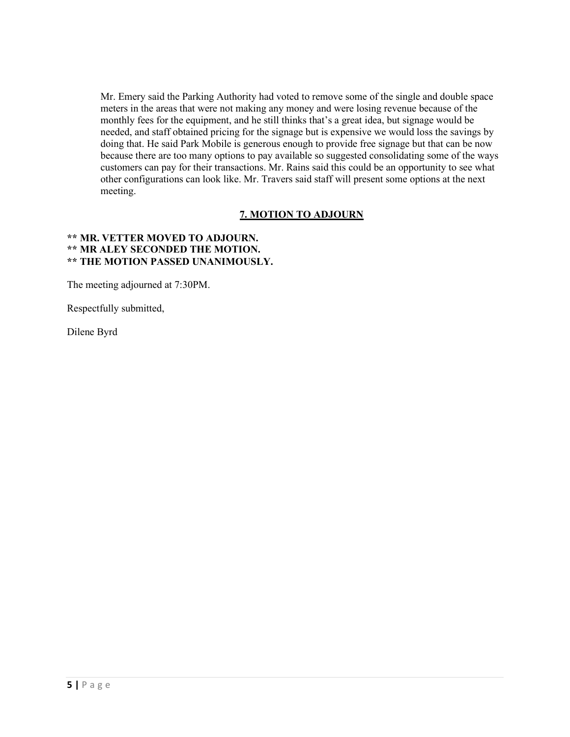Mr. Emery said the Parking Authority had voted to remove some of the single and double space meters in the areas that were not making any money and were losing revenue because of the monthly fees for the equipment, and he still thinks that's a great idea, but signage would be needed, and staff obtained pricing for the signage but is expensive we would loss the savings by doing that. He said Park Mobile is generous enough to provide free signage but that can be now because there are too many options to pay available so suggested consolidating some of the ways customers can pay for their transactions. Mr. Rains said this could be an opportunity to see what other configurations can look like. Mr. Travers said staff will present some options at the next meeting.

## 7. MOTION TO ADJOURN

**\*\* MR. VETTER MOVED TO ADJOURN.**
**\*\* MR ALEY SECONDED THE MOTION.**
**\*\* THE MOTION PASSED UNANIMOUSLY.**

The meeting adjourned at 7:30PM.

Respectfully submitted,

Dilene Byrd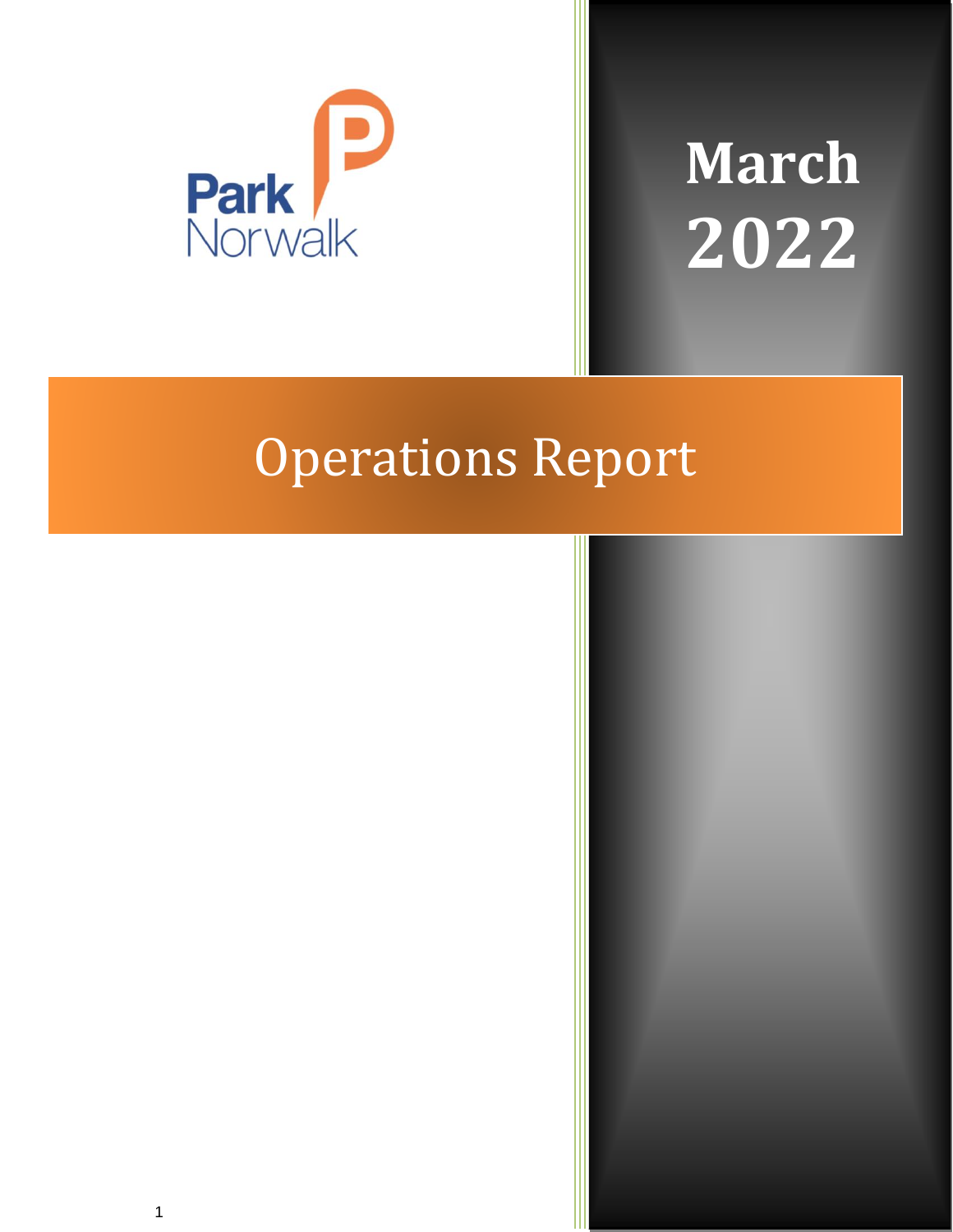Park Norwalk

# March 2022

# Operations Report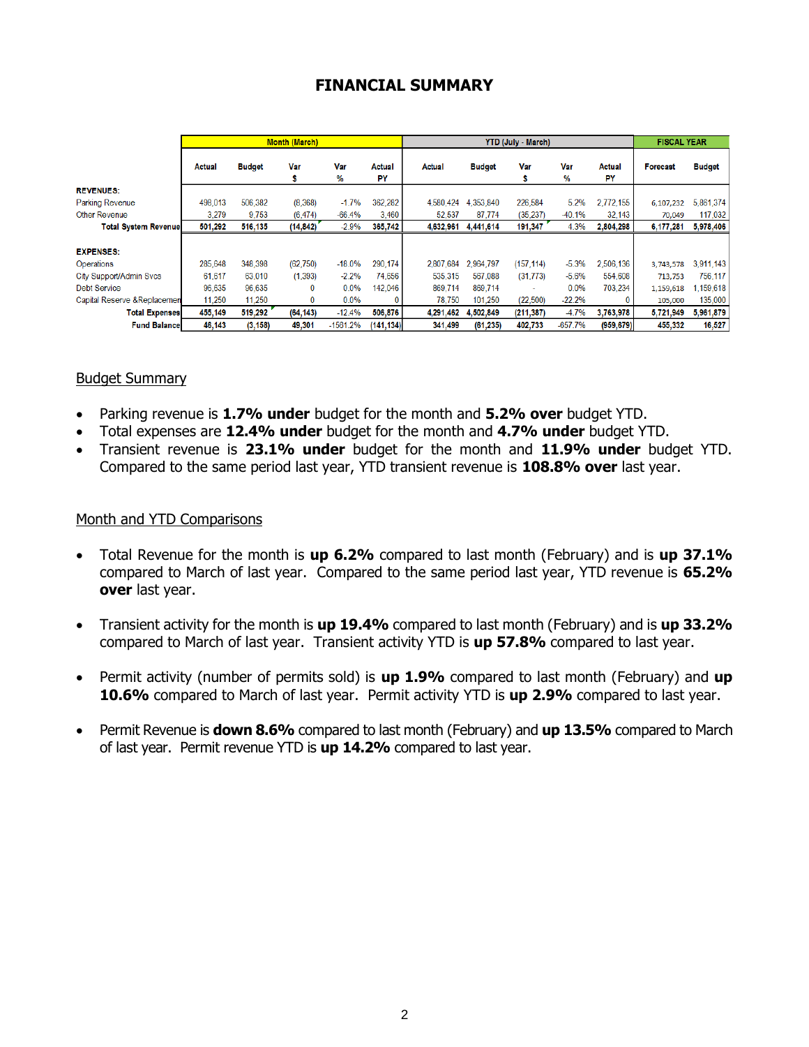# FINANCIAL SUMMARY

| | Month (March) | | | | | YTD (July - March) | | | | | FISCAL YEAR | |
|---|---|---|---|---|---|---|---|---|---|---|---|---|
| | Actual | Budget | Var $ | Var % | Actual PY | Actual | Budget | Var $ | Var % | Actual PY | Forecast | Budget |
| **REVENUES:** | | | | | | | | | | | | |
| Parking Revenue | 498,013 | 506,382 | (8,368) | -1.7% | 362,282 | 4,580,424 | 4,353,840 | 226,584 | 5.2% | 2,772,155 | 6,107,232 | 5,861,374 |
| Other Revenue | 3,279 | 9,753 | (6,474) | -66.4% | 3,460 | 52,537 | 87,774 | (35,237) | -40.1% | 32,143 | 70,049 | 117,032 |
| **Total System Revenue** | **501,292** | **516,135** | **(14,842)** | -2.9% | **365,742** | **4,632,961** | **4,441,614** | **191,347** | 4.3% | **2,804,298** | **6,177,281** | **5,978,406** |
| **EXPENSES:** | | | | | | | | | | | | |
| Operations | 285,648 | 348,398 | (62,750) | -18.0% | 290,174 | 2,807,684 | 2,964,797 | (157,114) | -5.3% | 2,506,136 | 3,743,578 | 3,911,143 |
| City Support/Admin Svcs | 61,617 | 63,010 | (1,393) | -2.2% | 74,656 | 535,315 | 567,088 | (31,773) | -5.6% | 554,608 | 713,753 | 756,117 |
| Debt Service | 96,635 | 96,635 | 0 | 0.0% | 142,046 | 869,714 | 869,714 | - | 0.0% | 703,234 | 1,159,618 | 1,159,618 |
| Capital Reserve &Replacemen | 11,250 | 11,250 | 0 | 0.0% | 0 | 78,750 | 101,250 | (22,500) | -22.2% | 0 | 105,000 | 135,000 |
| **Total Expenses** | **455,149** | **519,292** | **(64,143)** | -12.4% | **506,876** | **4,291,462** | **4,502,849** | **(211,387)** | -4.7% | **3,763,978** | **5,721,949** | **5,961,879** |
| **Fund Balance** | **46,143** | **(3,158)** | **49,301** | -1561.2% | **(141,134)** | **341,499** | **(61,235)** | **402,733** | -657.7% | **(959,679)** | **455,332** | **16,527** |

## Budget Summary

- Parking revenue is **1.7% under** budget for the month and **5.2% over** budget YTD.
- Total expenses are **12.4% under** budget for the month and **4.7% under** budget YTD.
- Transient revenue is **23.1% under** budget for the month and **11.9% under** budget YTD. Compared to the same period last year, YTD transient revenue is **108.8% over** last year.

## Month and YTD Comparisons

- Total Revenue for the month is **up 6.2%** compared to last month (February) and is **up 37.1%** compared to March of last year. Compared to the same period last year, YTD revenue is **65.2% over** last year.

- Transient activity for the month is **up 19.4%** compared to last month (February) and is **up 33.2%** compared to March of last year. Transient activity YTD is **up 57.8%** compared to last year.

- Permit activity (number of permits sold) is **up 1.9%** compared to last month (February) and **up 10.6%** compared to March of last year. Permit activity YTD is **up 2.9%** compared to last year.

- Permit Revenue is **down 8.6%** compared to last month (February) and **up 13.5%** compared to March of last year. Permit revenue YTD is **up 14.2%** compared to last year.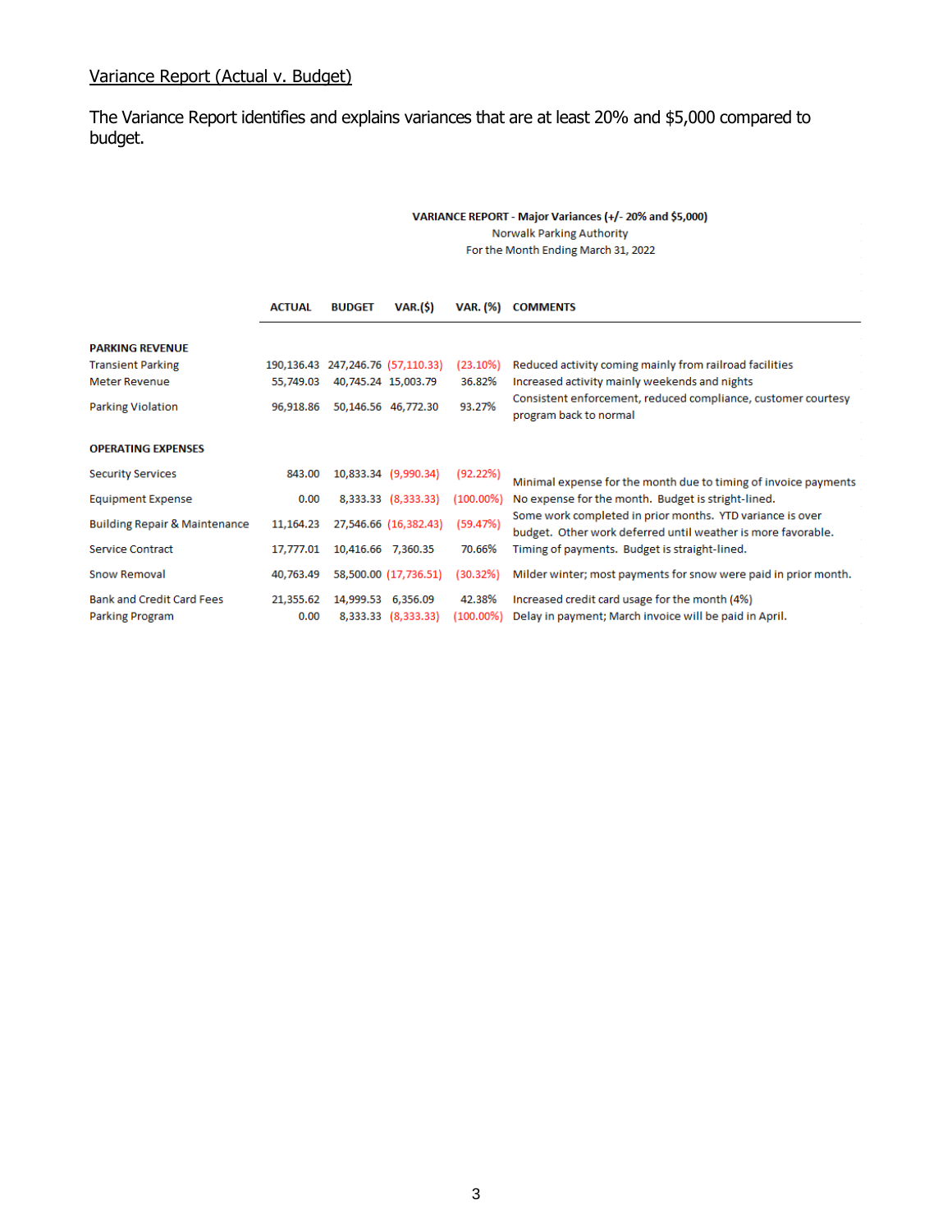## Variance Report (Actual v. Budget)

The Variance Report identifies and explains variances that are at least 20% and $5,000 compared to budget.

**VARIANCE REPORT - Major Variances (+/- 20% and $5,000)**
Norwalk Parking Authority
For the Month Ending March 31, 2022

| | ACTUAL | BUDGET | VAR.($) | VAR. (%) | COMMENTS |
|---|---|---|---|---|---|
| **PARKING REVENUE** | | | | | |
| Transient Parking | 190,136.43 | 247,246.76 | (57,110.33) | (23.10%) | Reduced activity coming mainly from railroad facilities |
| Meter Revenue | 55,749.03 | 40,745.24 | 15,003.79 | 36.82% | Increased activity mainly weekends and nights |
| Parking Violation | 96,918.86 | 50,146.56 | 46,772.30 | 93.27% | Consistent enforcement, reduced compliance, customer courtesy program back to normal |
| **OPERATING EXPENSES** | | | | | |
| Security Services | 843.00 | 10,833.34 | (9,990.34) | (92.22%) | Minimal expense for the month due to timing of invoice payments |
| Equipment Expense | 0.00 | 8,333.33 | (8,333.33) | (100.00%) | No expense for the month. Budget is stright-lined. |
| Building Repair & Maintenance | 11,164.23 | 27,546.66 | (16,382.43) | (59.47%) | Some work completed in prior months. YTD variance is over budget. Other work deferred until weather is more favorable. |
| Service Contract | 17,777.01 | 10,416.66 | 7,360.35 | 70.66% | Timing of payments. Budget is straight-lined. |
| Snow Removal | 40,763.49 | 58,500.00 | (17,736.51) | (30.32%) | Milder winter; most payments for snow were paid in prior month. |
| Bank and Credit Card Fees | 21,355.62 | 14,999.53 | 6,356.09 | 42.38% | Increased credit card usage for the month (4%) |
| Parking Program | 0.00 | 8,333.33 | (8,333.33) | (100.00%) | Delay in payment; March invoice will be paid in April. |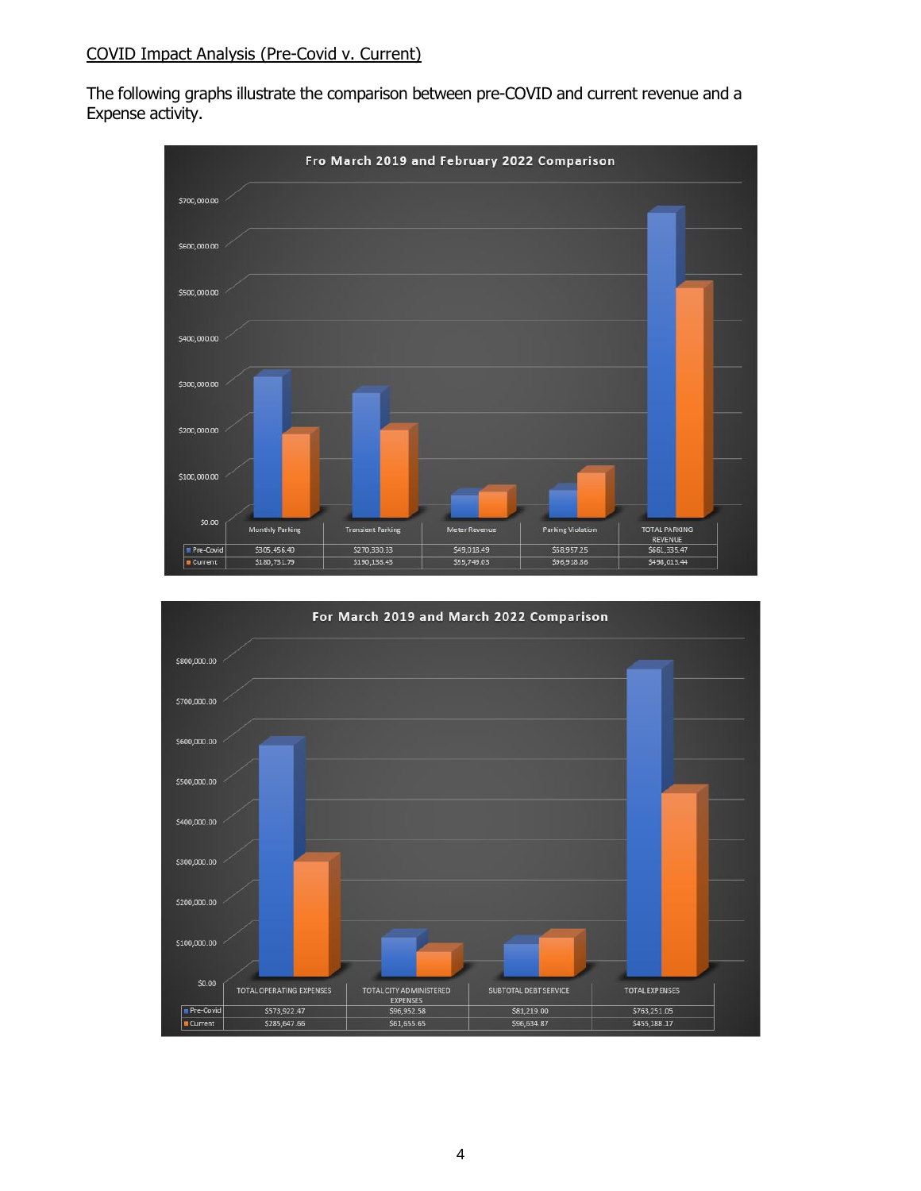COVID Impact Analysis (Pre-Covid v. Current)

The following graphs illustrate the comparison between pre-COVID and current revenue and a Expense activity.

**Fro March 2019 and February 2022 Comparison**

| | Monthly Parking | Transient Parking | Meter Revenue | Parking Violation | TOTAL PARKING REVENUE |
|---|---|---|---|---|---|
| Pre-Covid | $305,456.40 | $270,330.33 | $49,018.49 | $58,957.25 | $661,335.47 |
| Current | $180,731.79 | $190,136.43 | $55,749.03 | $96,918.86 | $498,013.44 |

**For March 2019 and March 2022 Comparison**

| | TOTAL OPERATING EXPENSES | TOTAL CITY ADMINISTERED EXPENSES | SUBTOTAL DEBT SERVICE | TOTAL EXPENSES |
|---|---|---|---|---|
| Pre-Covid | $573,922.47 | $96,952.58 | $81,219.00 | $763,251.05 |
| Current | $285,647.66 | $61,655.65 | $96,634.87 | $455,188.17 |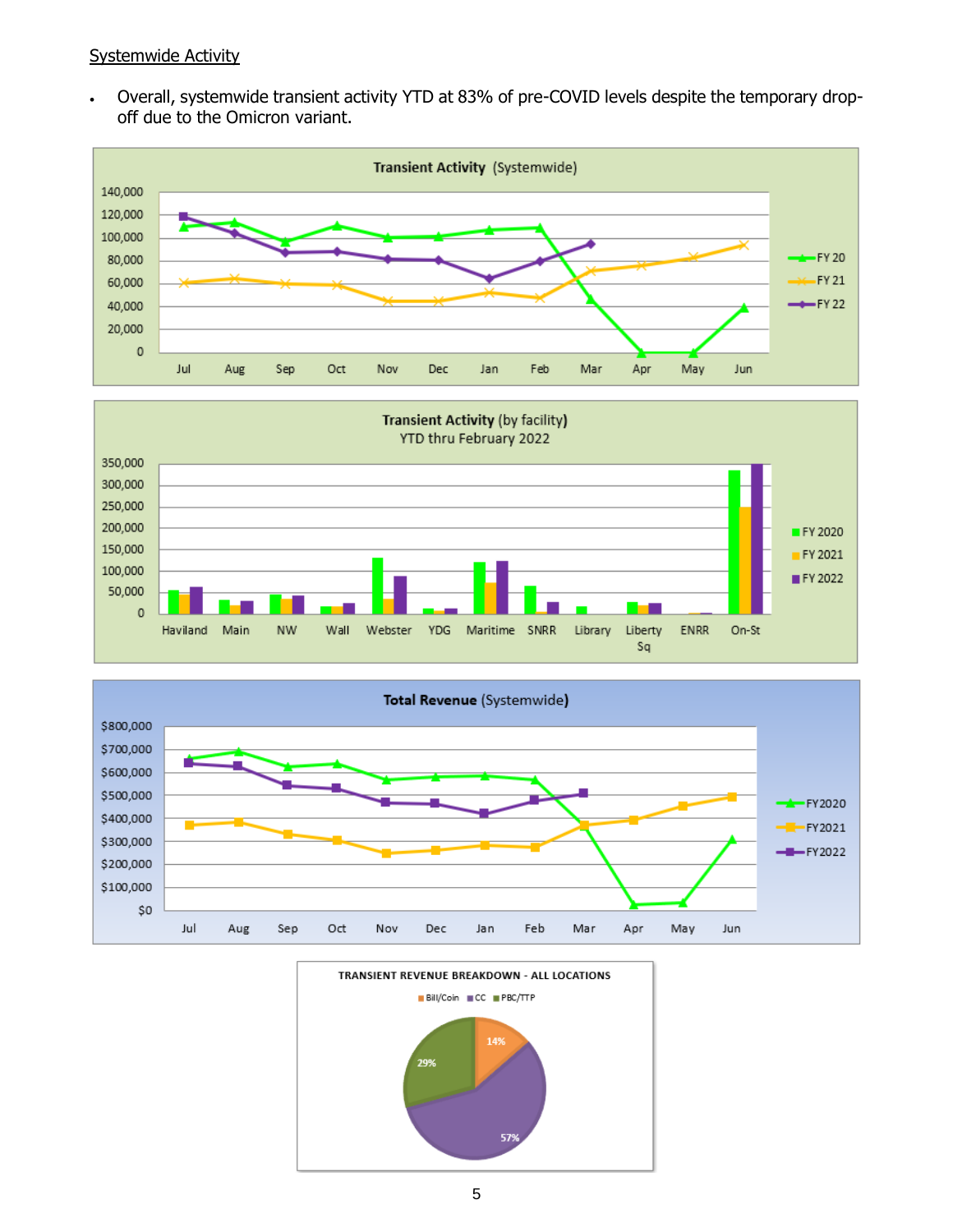<u>Systemwide Activity</u>

- Overall, systemwide transient activity YTD at 83% of pre-COVID levels despite the temporary drop-off due to the Omicron variant.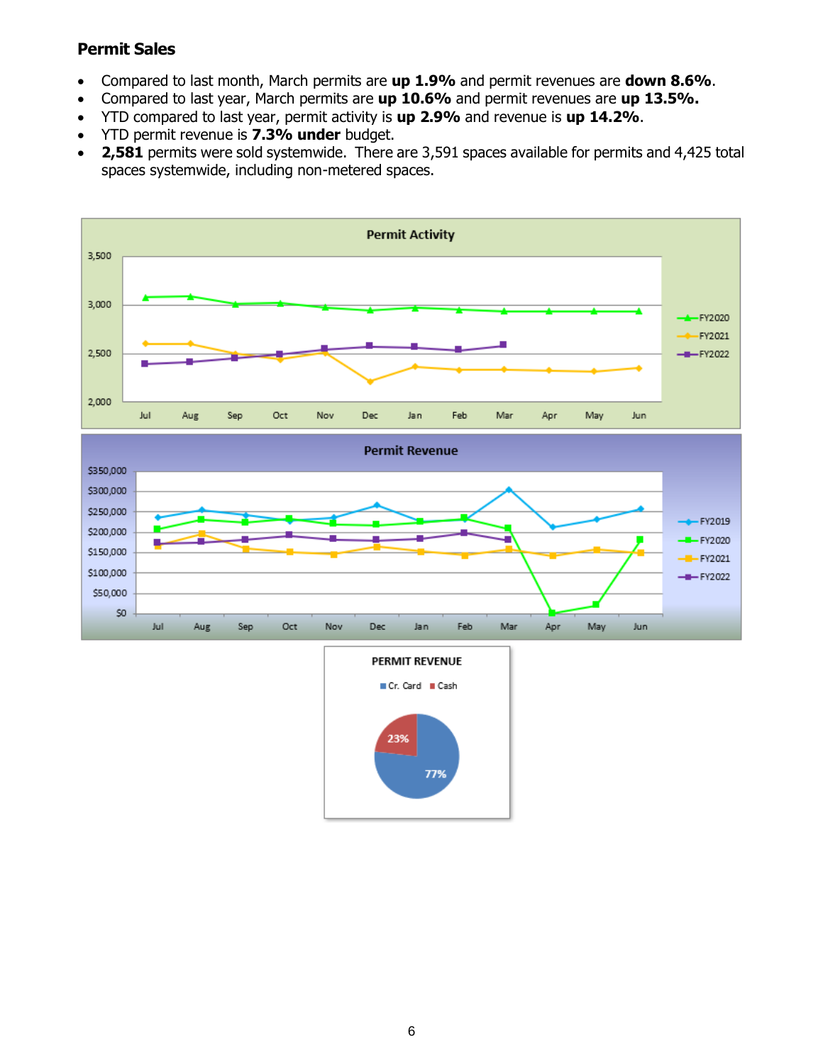**Permit Sales**

- Compared to last month, March permits are **up 1.9%** and permit revenues are **down 8.6%**.
- Compared to last year, March permits are **up 10.6%** and permit revenues are **up 13.5%.**
- YTD compared to last year, permit activity is **up 2.9%** and revenue is **up 14.2%**.
- YTD permit revenue is **7.3% under** budget.
- **2,581** permits were sold systemwide. There are 3,591 spaces available for permits and 4,425 total spaces systemwide, including non-metered spaces.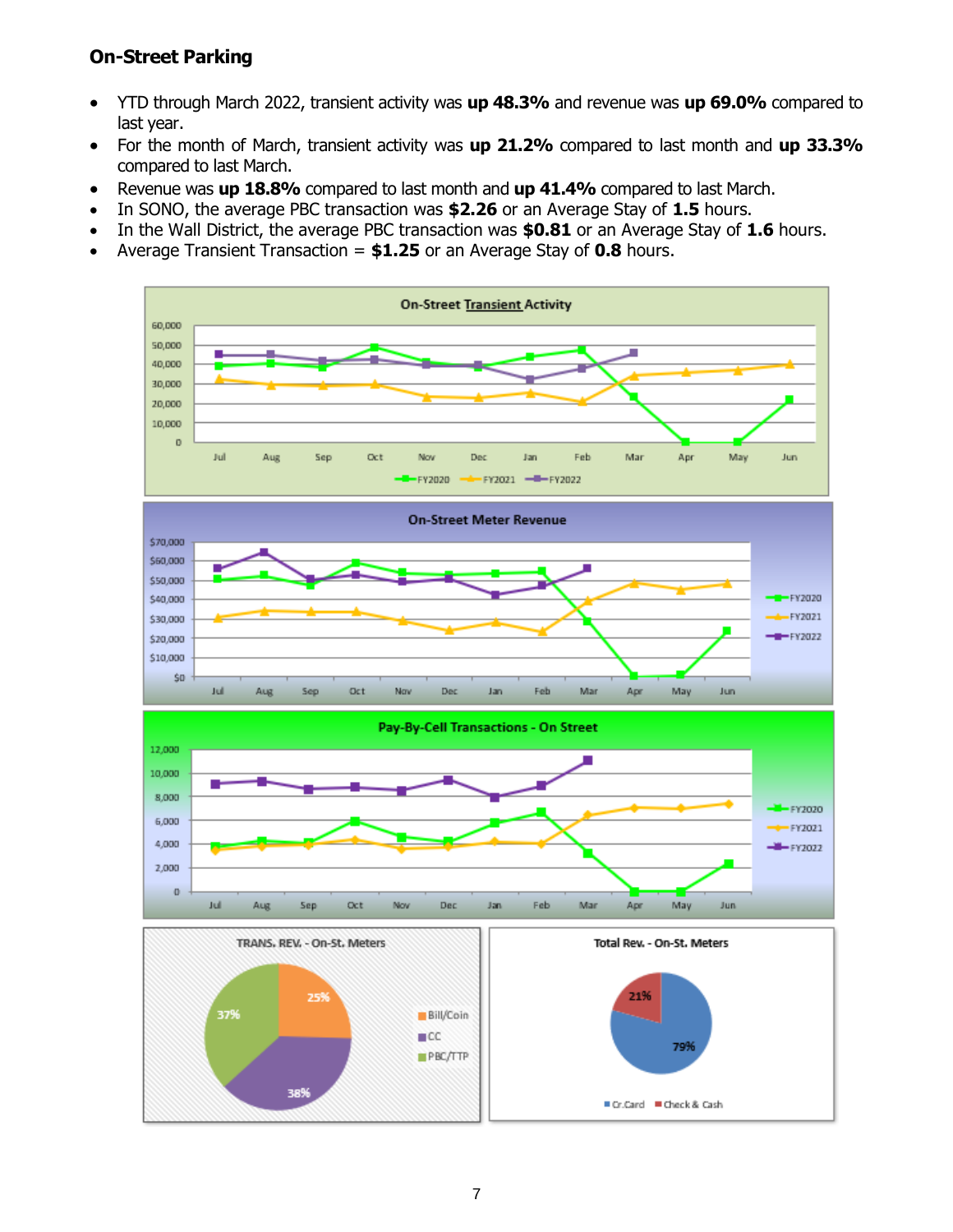## On-Street Parking

- YTD through March 2022, transient activity was **up 48.3%** and revenue was **up 69.0%** compared to last year.
- For the month of March, transient activity was **up 21.2%** compared to last month and **up 33.3%** compared to last March.
- Revenue was **up 18.8%** compared to last month and **up 41.4%** compared to last March.
- In SONO, the average PBC transaction was **$2.26** or an Average Stay of **1.5** hours.
- In the Wall District, the average PBC transaction was **$0.81** or an Average Stay of **1.6** hours.
- Average Transient Transaction = **$1.25** or an Average Stay of **0.8** hours.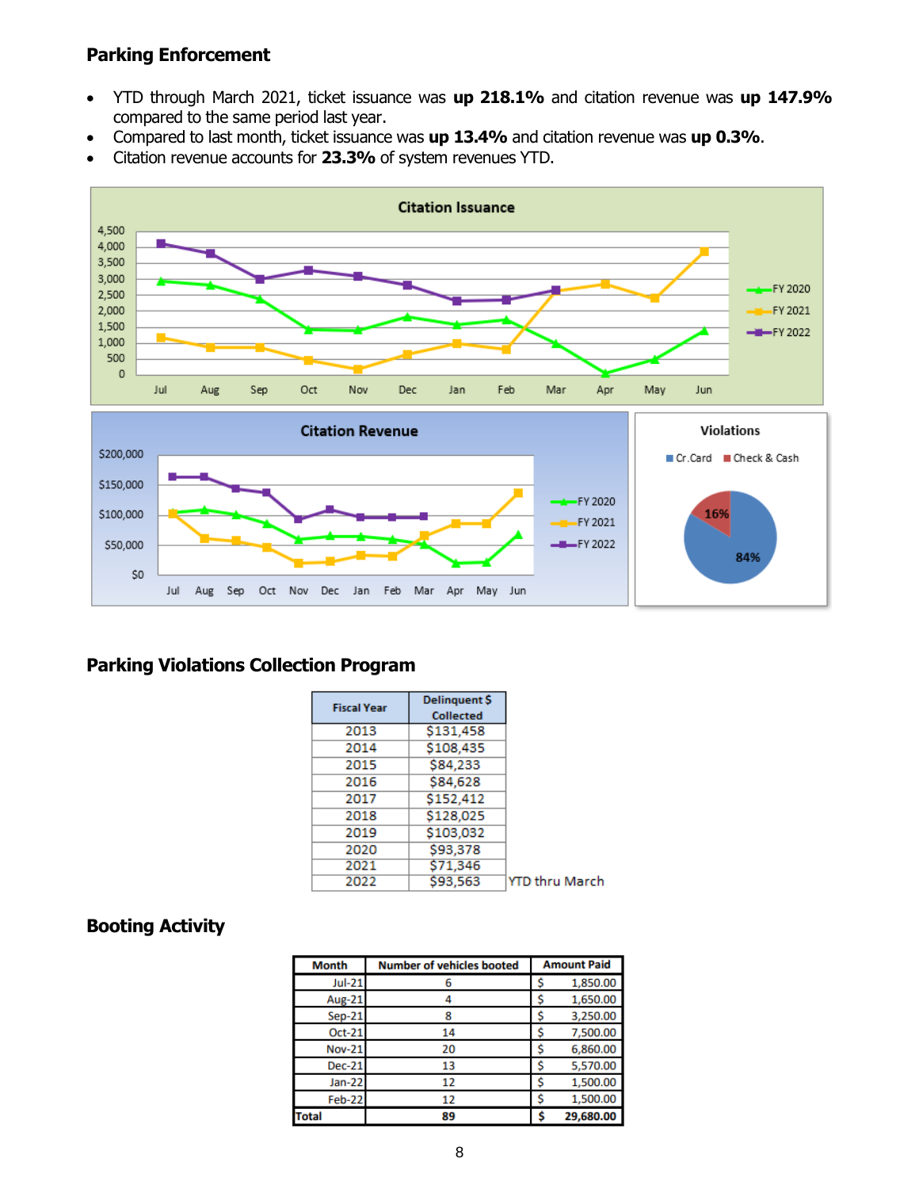## Parking Enforcement

- YTD through March 2021, ticket issuance was **up 218.1%** and citation revenue was **up 147.9%** compared to the same period last year.
- Compared to last month, ticket issuance was **up 13.4%** and citation revenue was **up 0.3%**.
- Citation revenue accounts for **23.3%** of system revenues YTD.

## Parking Violations Collection Program

| Fiscal Year | Delinquent $ Collected | |
|---|---|---|
| 2013 | $131,458 | |
| 2014 | $108,435 | |
| 2015 | $84,233 | |
| 2016 | $84,628 | |
| 2017 | $152,412 | |
| 2018 | $128,025 | |
| 2019 | $103,032 | |
| 2020 | $93,378 | |
| 2021 | $71,346 | |
| 2022 | $93,563 | YTD thru March |

## Booting Activity

| Month | Number of vehicles booted | Amount Paid |
|---|---|---|
| Jul-21 | 6 | $ 1,850.00 |
| Aug-21 | 4 | $ 1,650.00 |
| Sep-21 | 8 | $ 3,250.00 |
| Oct-21 | 14 | $ 7,500.00 |
| Nov-21 | 20 | $ 6,860.00 |
| Dec-21 | 13 | $ 5,570.00 |
| Jan-22 | 12 | $ 1,500.00 |
| Feb-22 | 12 | $ 1,500.00 |
| **Total** | **89** | **$ 29,680.00** |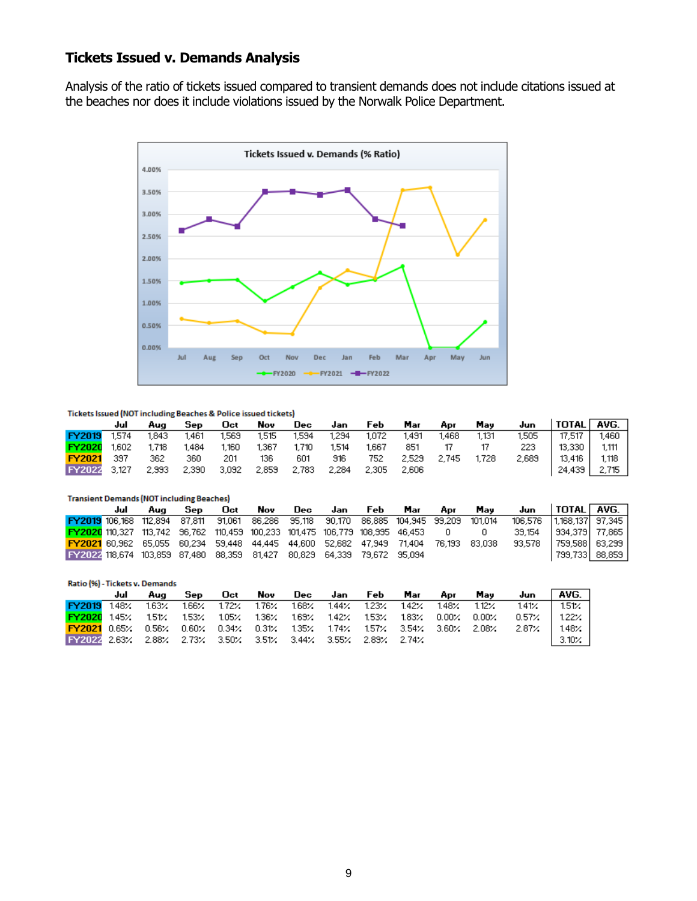## Tickets Issued v. Demands Analysis

Analysis of the ratio of tickets issued compared to transient demands does not include citations issued at the beaches nor does it include violations issued by the Norwalk Police Department.

Tickets Issued (NOT including Beaches & Police issued tickets)

| | Jul | Aug | Sep | Oct | Nov | Dec | Jan | Feb | Mar | Apr | May | Jun | TOTAL | AVG. |
|---|---|---|---|---|---|---|---|---|---|---|---|---|---|---|
| FY2019 | 1,574 | 1,843 | 1,461 | 1,569 | 1,515 | 1,594 | 1,294 | 1,072 | 1,491 | 1,468 | 1,131 | 1,505 | 17,517 | 1,460 |
| FY2020 | 1,602 | 1,718 | 1,484 | 1,160 | 1,367 | 1,710 | 1,514 | 1,667 | 851 | 17 | 17 | 223 | 13,330 | 1,111 |
| FY2021 | 397 | 362 | 360 | 201 | 136 | 601 | 916 | 752 | 2,529 | 2,745 | 1,728 | 2,689 | 13,416 | 1,118 |
| FY2022 | 3,127 | 2,993 | 2,390 | 3,092 | 2,859 | 2,783 | 2,284 | 2,305 | 2,606 | | | | 24,439 | 2,715 |

Transient Demands (NOT including Beaches)

| | Jul | Aug | Sep | Oct | Nov | Dec | Jan | Feb | Mar | Apr | May | Jun | TOTAL | AVG. |
|---|---|---|---|---|---|---|---|---|---|---|---|---|---|---|
| FY2019 | 106,168 | 112,894 | 87,811 | 91,061 | 86,286 | 95,118 | 90,170 | 86,885 | 104,945 | 99,209 | 101,014 | 106,576 | 1,168,137 | 97,345 |
| FY2020 | 110,327 | 113,742 | 96,762 | 110,459 | 100,233 | 101,475 | 106,779 | 108,995 | 46,453 | 0 | 0 | 39,154 | 934,379 | 77,865 |
| FY2021 | 60,962 | 65,055 | 60,234 | 59,448 | 44,445 | 44,600 | 52,682 | 47,949 | 71,404 | 76,193 | 83,038 | 93,578 | 759,588 | 63,299 |
| FY2022 | 118,674 | 103,859 | 87,480 | 88,359 | 81,427 | 80,829 | 64,339 | 79,672 | 95,094 | | | | 799,733 | 88,859 |

Ratio (%) - Tickets v. Demands

| | Jul | Aug | Sep | Oct | Nov | Dec | Jan | Feb | Mar | Apr | May | Jun | AVG. |
|---|---|---|---|---|---|---|---|---|---|---|---|---|---|
| FY2019 | 1.48% | 1.63% | 1.66% | 1.72% | 1.76% | 1.68% | 1.44% | 1.23% | 1.42% | 1.48% | 1.12% | 1.41% | 1.51% |
| FY2020 | 1.45% | 1.51% | 1.53% | 1.05% | 1.36% | 1.69% | 1.42% | 1.53% | 1.83% | 0.00% | 0.00% | 0.57% | 1.22% |
| FY2021 | 0.65% | 0.56% | 0.60% | 0.34% | 0.31% | 1.35% | 1.74% | 1.57% | 3.54% | 3.60% | 2.08% | 2.87% | 1.48% |
| FY2022 | 2.63% | 2.88% | 2.73% | 3.50% | 3.51% | 3.44% | 3.55% | 2.89% | 2.74% | | | | 3.10% |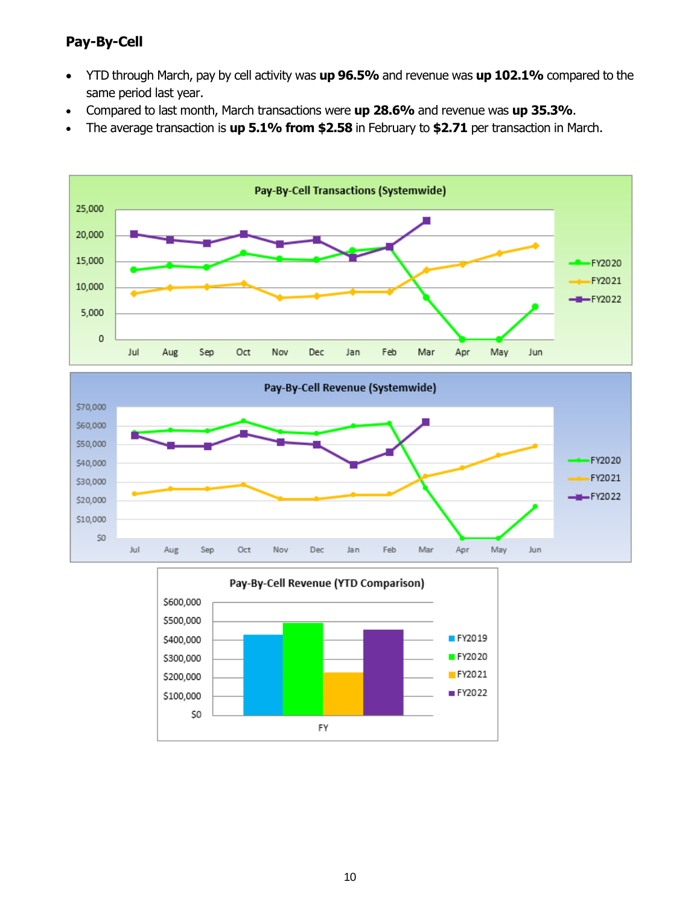## Pay-By-Cell

- YTD through March, pay by cell activity was **up 96.5%** and revenue was **up 102.1%** compared to the same period last year.
- Compared to last month, March transactions were **up 28.6%** and revenue was **up 35.3%**.
- The average transaction is **up 5.1% from $2.58** in February to **$2.71** per transaction in March.

Pay-By-Cell Transactions (Systemwide)

25,000
20,000
15,000
10,000
5,000
0

Jul Aug Sep Oct Nov Dec Jan Feb Mar Apr May Jun

FY2020
FY2021
FY2022

Pay-By-Cell Revenue (Systemwide)

$70,000
$60,000
$50,000
$40,000
$30,000
$20,000
$10,000
$0

Jul Aug Sep Oct Nov Dec Jan Feb Mar Apr May Jun

FY2020
FY2021
FY2022

Pay-By-Cell Revenue (YTD Comparison)

$600,000
$500,000
$400,000
$300,000
$200,000
$100,000
$0

FY

FY2019
FY2020
FY2021
FY2022